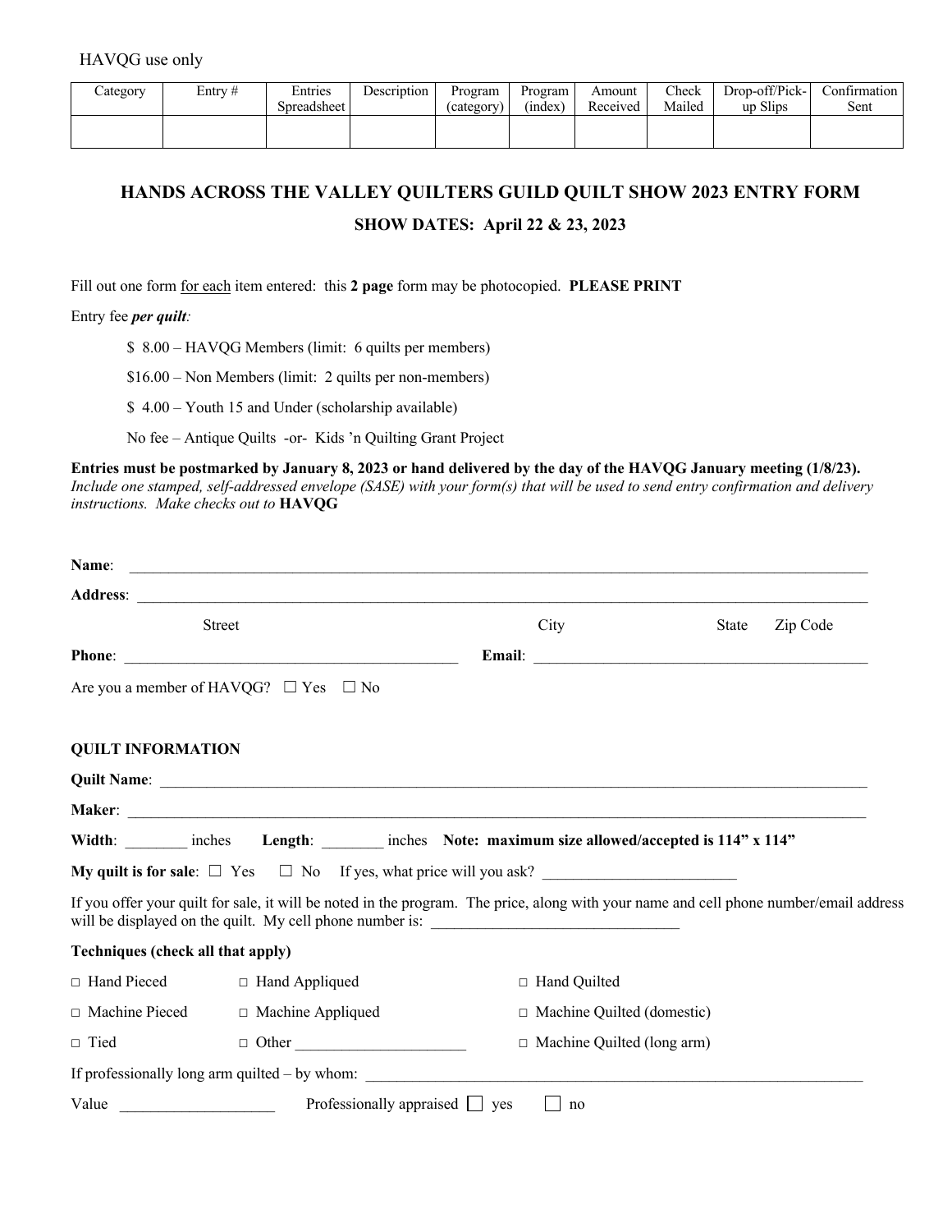HAVQG use only

| Category | Entry # | Entries Spreadsheet | Description | Program (category) | Program (index) | Amount Received | Check Mailed | Drop-off/Pick-up Slips | Confirmation Sent |
|---|---|---|---|---|---|---|---|---|---|
| | | | | | | | | | |

## HANDS ACROSS THE VALLEY QUILTERS GUILD QUILT SHOW 2023 ENTRY FORM

### SHOW DATES: April 22 & 23, 2023

Fill out one form for each item entered: this **2 page** form may be photocopied. **PLEASE PRINT**

Entry fee ***per quilt***:

- $ 8.00 – HAVQG Members (limit: 6 quilts per members)
- $16.00 – Non Members (limit: 2 quilts per non-members)
- $ 4.00 – Youth 15 and Under (scholarship available)
- No fee – Antique Quilts -or- Kids 'n Quilting Grant Project

**Entries must be postmarked by January 8, 2023 or hand delivered by the day of the HAVQG January meeting (1/8/23).** *Include one stamped, self-addressed envelope (SASE) with your form(s) that will be used to send entry confirmation and delivery instructions. Make checks out to* **HAVQG**

**Name**: ______________________________________________

**Address**: ______________________________________________

Street City State Zip Code

**Phone**: ______________________ **Email**: ______________________

Are you a member of HAVQG? ☐ Yes ☐ No

**QUILT INFORMATION**

**Quilt Name**: ______________________________________________

**Maker**: ______________________________________________

**Width**: ________ inches **Length**: ________ inches **Note: maximum size allowed/accepted is 114" x 114"**

**My quilt is for sale**: ☐ Yes ☐ No If yes, what price will you ask? ________________

If you offer your quilt for sale, it will be noted in the program. The price, along with your name and cell phone number/email address will be displayed on the quilt. My cell phone number is: ____________________

**Techniques (check all that apply)**

- □ Hand Pieced
- □ Hand Appliqued
- □ Hand Quilted
- □ Machine Pieced
- □ Machine Appliqued
- □ Machine Quilted (domestic)
- □ Tied
- □ Other ______________
- □ Machine Quilted (long arm)

If professionally long arm quilted – by whom: ______________________________

Value ____________ Professionally appraised ☐ yes ☐ no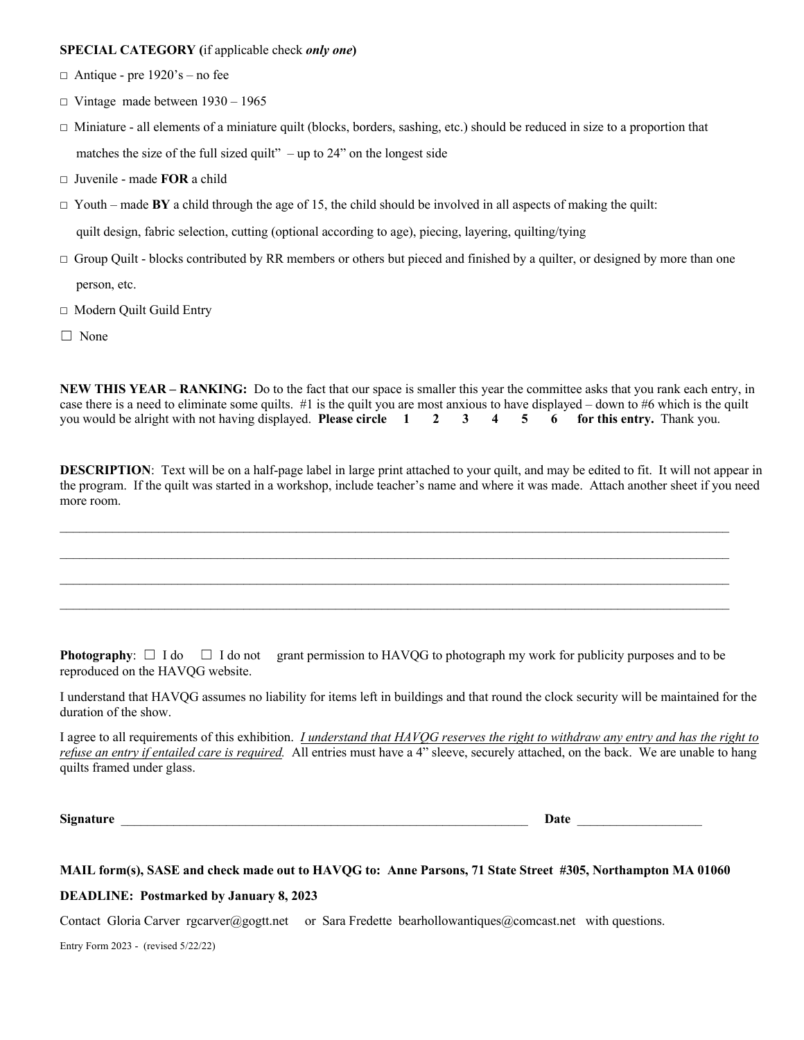**SPECIAL CATEGORY (**if applicable check ***only one*****)**

□ Antique - pre 1920's – no fee

□ Vintage made between 1930 – 1965

□ Miniature - all elements of a miniature quilt (blocks, borders, sashing, etc.) should be reduced in size to a proportion that matches the size of the full sized quilt" – up to 24" on the longest side

□ Juvenile - made **FOR** a child

□ Youth – made **BY** a child through the age of 15, the child should be involved in all aspects of making the quilt: quilt design, fabric selection, cutting (optional according to age), piecing, layering, quilting/tying

□ Group Quilt - blocks contributed by RR members or others but pieced and finished by a quilter, or designed by more than one person, etc.

□ Modern Quilt Guild Entry

☐ None

**NEW THIS YEAR – RANKING:** Do to the fact that our space is smaller this year the committee asks that you rank each entry, in case there is a need to eliminate some quilts. #1 is the quilt you are most anxious to have displayed – down to #6 which is the quilt you would be alright with not having displayed. **Please circle 1 2 3 4 5 6 for this entry.** Thank you.

**DESCRIPTION**: Text will be on a half-page label in large print attached to your quilt, and may be edited to fit. It will not appear in the program. If the quilt was started in a workshop, include teacher's name and where it was made. Attach another sheet if you need more room.

\_\_\_\_\_\_\_\_\_\_\_\_\_\_\_\_\_\_\_\_\_\_\_\_\_\_\_\_\_\_\_\_\_\_\_\_\_\_\_\_\_\_\_\_\_\_\_\_\_\_\_\_\_\_\_\_\_\_\_\_\_\_\_\_\_\_\_\_\_\_\_\_\_\_\_\_\_\_

\_\_\_\_\_\_\_\_\_\_\_\_\_\_\_\_\_\_\_\_\_\_\_\_\_\_\_\_\_\_\_\_\_\_\_\_\_\_\_\_\_\_\_\_\_\_\_\_\_\_\_\_\_\_\_\_\_\_\_\_\_\_\_\_\_\_\_\_\_\_\_\_\_\_\_\_\_\_

\_\_\_\_\_\_\_\_\_\_\_\_\_\_\_\_\_\_\_\_\_\_\_\_\_\_\_\_\_\_\_\_\_\_\_\_\_\_\_\_\_\_\_\_\_\_\_\_\_\_\_\_\_\_\_\_\_\_\_\_\_\_\_\_\_\_\_\_\_\_\_\_\_\_\_\_\_\_

\_\_\_\_\_\_\_\_\_\_\_\_\_\_\_\_\_\_\_\_\_\_\_\_\_\_\_\_\_\_\_\_\_\_\_\_\_\_\_\_\_\_\_\_\_\_\_\_\_\_\_\_\_\_\_\_\_\_\_\_\_\_\_\_\_\_\_\_\_\_\_\_\_\_\_\_\_\_

**Photography**: ☐ I do ☐ I do not grant permission to HAVQG to photograph my work for publicity purposes and to be reproduced on the HAVQG website.

I understand that HAVQG assumes no liability for items left in buildings and that round the clock security will be maintained for the duration of the show.

I agree to all requirements of this exhibition. *<u>I understand that HAVQG reserves the right to withdraw any entry and has the right to refuse an entry if entailed care is required</u>.* All entries must have a 4" sleeve, securely attached, on the back. We are unable to hang quilts framed under glass.

**Signature** \_\_\_\_\_\_\_\_\_\_\_\_\_\_\_\_\_\_\_\_\_\_\_\_\_\_\_\_\_\_\_\_\_\_\_\_\_\_\_\_\_\_\_\_\_\_\_\_\_\_ **Date** \_\_\_\_\_\_\_\_\_\_\_\_\_\_\_\_\_\_\_\_

**MAIL form(s), SASE and check made out to HAVQG to: Anne Parsons, 71 State Street #305, Northampton MA 01060**

**DEADLINE: Postmarked by January 8, 2023**

Contact Gloria Carver rgcarver@gogtt.net or Sara Fredette bearhollowantiques@comcast.net with questions.

Entry Form 2023 - (revised 5/22/22)